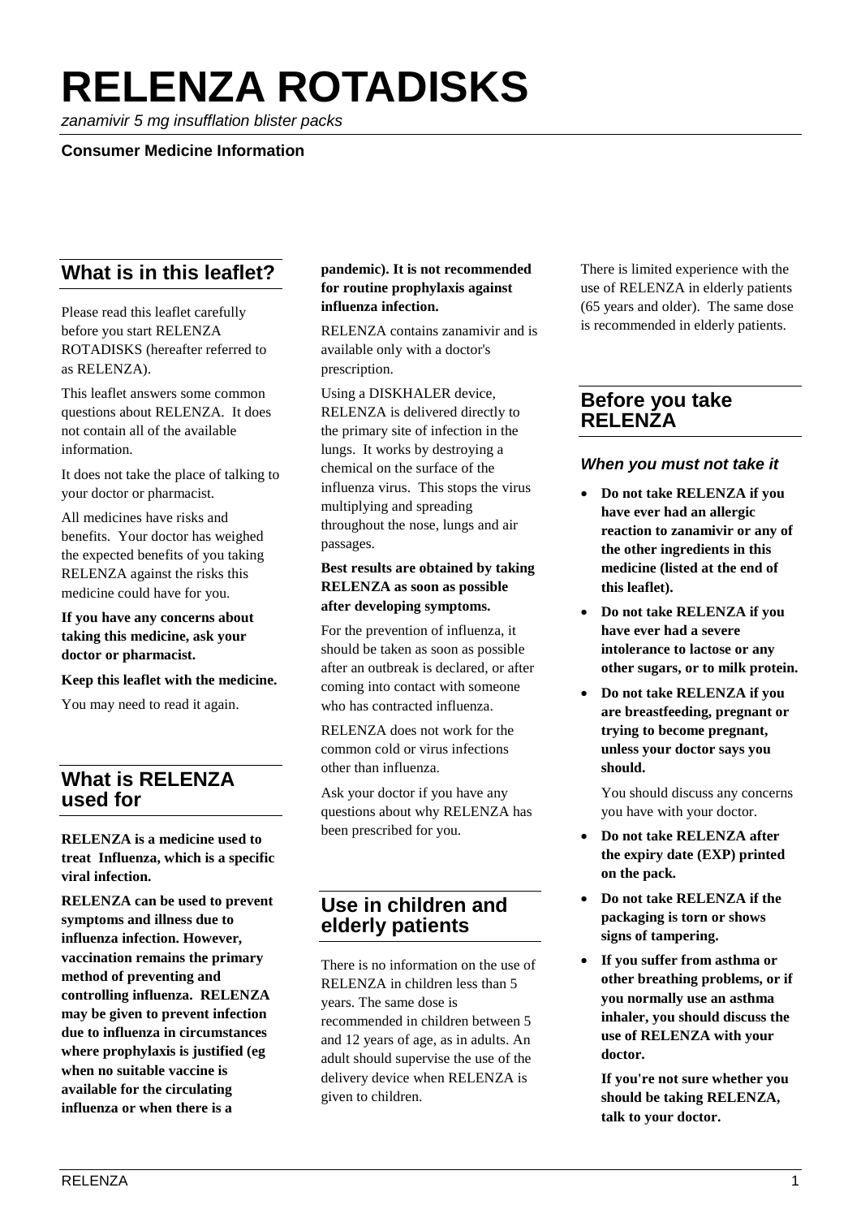# RELENZA ROTADISKS

*zanamivir 5 mg insufflation blister packs*

**Consumer Medicine Information**

## What is in this leaflet?

Please read this leaflet carefully before you start RELENZA ROTADISKS (hereafter referred to as RELENZA).

This leaflet answers some common questions about RELENZA. It does not contain all of the available information.

It does not take the place of talking to your doctor or pharmacist.

All medicines have risks and benefits. Your doctor has weighed the expected benefits of you taking RELENZA against the risks this medicine could have for you.

**If you have any concerns about taking this medicine, ask your doctor or pharmacist.**

**Keep this leaflet with the medicine.**

You may need to read it again.

## What is RELENZA used for

**RELENZA is a medicine used to treat Influenza, which is a specific viral infection.**

**RELENZA can be used to prevent symptoms and illness due to influenza infection. However, vaccination remains the primary method of preventing and controlling influenza. RELENZA may be given to prevent infection due to influenza in circumstances where prophylaxis is justified (eg when no suitable vaccine is available for the circulating influenza or when there is a pandemic). It is not recommended for routine prophylaxis against influenza infection.**

RELENZA contains zanamivir and is available only with a doctor's prescription.

Using a DISKHALER device, RELENZA is delivered directly to the primary site of infection in the lungs. It works by destroying a chemical on the surface of the influenza virus. This stops the virus multiplying and spreading throughout the nose, lungs and air passages.

**Best results are obtained by taking RELENZA as soon as possible after developing symptoms.**

For the prevention of influenza, it should be taken as soon as possible after an outbreak is declared, or after coming into contact with someone who has contracted influenza.

RELENZA does not work for the common cold or virus infections other than influenza.

Ask your doctor if you have any questions about why RELENZA has been prescribed for you.

## Use in children and elderly patients

There is no information on the use of RELENZA in children less than 5 years. The same dose is recommended in children between 5 and 12 years of age, as in adults. An adult should supervise the use of the delivery device when RELENZA is given to children.

There is limited experience with the use of RELENZA in elderly patients (65 years and older). The same dose is recommended in elderly patients.

## Before you take RELENZA

### *When you must not take it*

- **Do not take RELENZA if you have ever had an allergic reaction to zanamivir or any of the other ingredients in this medicine (listed at the end of this leaflet).**
- **Do not take RELENZA if you have ever had a severe intolerance to lactose or any other sugars, or to milk protein.**
- **Do not take RELENZA if you are breastfeeding, pregnant or trying to become pregnant, unless your doctor says you should.**

  You should discuss any concerns you have with your doctor.
- **Do not take RELENZA after the expiry date (EXP) printed on the pack.**
- **Do not take RELENZA if the packaging is torn or shows signs of tampering.**
- **If you suffer from asthma or other breathing problems, or if you normally use an asthma inhaler, you should discuss the use of RELENZA with your doctor.**

  **If you're not sure whether you should be taking RELENZA, talk to your doctor.**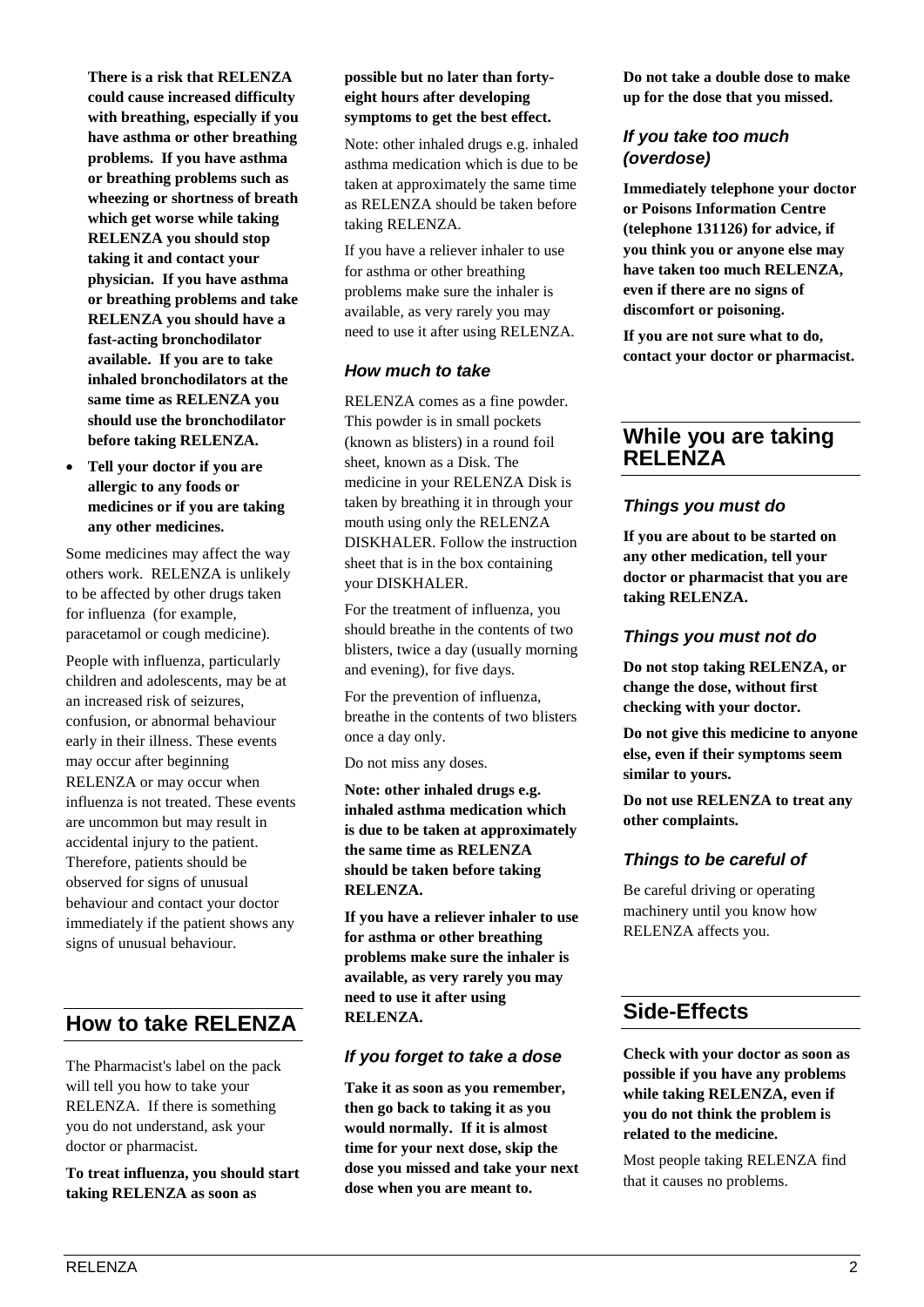**There is a risk that RELENZA could cause increased difficulty with breathing, especially if you have asthma or other breathing problems. If you have asthma or breathing problems such as wheezing or shortness of breath which get worse while taking RELENZA you should stop taking it and contact your physician. If you have asthma or breathing problems and take RELENZA you should have a fast-acting bronchodilator available. If you are to take inhaled bronchodilators at the same time as RELENZA you should use the bronchodilator before taking RELENZA.**

- **Tell your doctor if you are allergic to any foods or medicines or if you are taking any other medicines.**

Some medicines may affect the way others work. RELENZA is unlikely to be affected by other drugs taken for influenza (for example, paracetamol or cough medicine).

People with influenza, particularly children and adolescents, may be at an increased risk of seizures, confusion, or abnormal behaviour early in their illness. These events may occur after beginning RELENZA or may occur when influenza is not treated. These events are uncommon but may result in accidental injury to the patient. Therefore, patients should be observed for signs of unusual behaviour and contact your doctor immediately if the patient shows any signs of unusual behaviour.

## How to take RELENZA

The Pharmacist's label on the pack will tell you how to take your RELENZA. If there is something you do not understand, ask your doctor or pharmacist.

**To treat influenza, you should start taking RELENZA as soon as possible but no later than forty-eight hours after developing symptoms to get the best effect.**

Note: other inhaled drugs e.g. inhaled asthma medication which is due to be taken at approximately the same time as RELENZA should be taken before taking RELENZA.

If you have a reliever inhaler to use for asthma or other breathing problems make sure the inhaler is available, as very rarely you may need to use it after using RELENZA.

### *How much to take*

RELENZA comes as a fine powder. This powder is in small pockets (known as blisters) in a round foil sheet, known as a Disk. The medicine in your RELENZA Disk is taken by breathing it in through your mouth using only the RELENZA DISKHALER. Follow the instruction sheet that is in the box containing your DISKHALER.

For the treatment of influenza, you should breathe in the contents of two blisters, twice a day (usually morning and evening), for five days.

For the prevention of influenza, breathe in the contents of two blisters once a day only.

Do not miss any doses.

**Note: other inhaled drugs e.g. inhaled asthma medication which is due to be taken at approximately the same time as RELENZA should be taken before taking RELENZA.**

**If you have a reliever inhaler to use for asthma or other breathing problems make sure the inhaler is available, as very rarely you may need to use it after using RELENZA.**

### *If you forget to take a dose*

**Take it as soon as you remember, then go back to taking it as you would normally. If it is almost time for your next dose, skip the dose you missed and take your next dose when you are meant to.**

**Do not take a double dose to make up for the dose that you missed.**

### *If you take too much (overdose)*

**Immediately telephone your doctor or Poisons Information Centre (telephone 131126) for advice, if you think you or anyone else may have taken too much RELENZA, even if there are no signs of discomfort or poisoning.**

**If you are not sure what to do, contact your doctor or pharmacist.**

## While you are taking RELENZA

### *Things you must do*

**If you are about to be started on any other medication, tell your doctor or pharmacist that you are taking RELENZA.**

### *Things you must not do*

**Do not stop taking RELENZA, or change the dose, without first checking with your doctor.**

**Do not give this medicine to anyone else, even if their symptoms seem similar to yours.**

**Do not use RELENZA to treat any other complaints.**

### *Things to be careful of*

Be careful driving or operating machinery until you know how RELENZA affects you.

## Side-Effects

**Check with your doctor as soon as possible if you have any problems while taking RELENZA, even if you do not think the problem is related to the medicine.**

Most people taking RELENZA find that it causes no problems.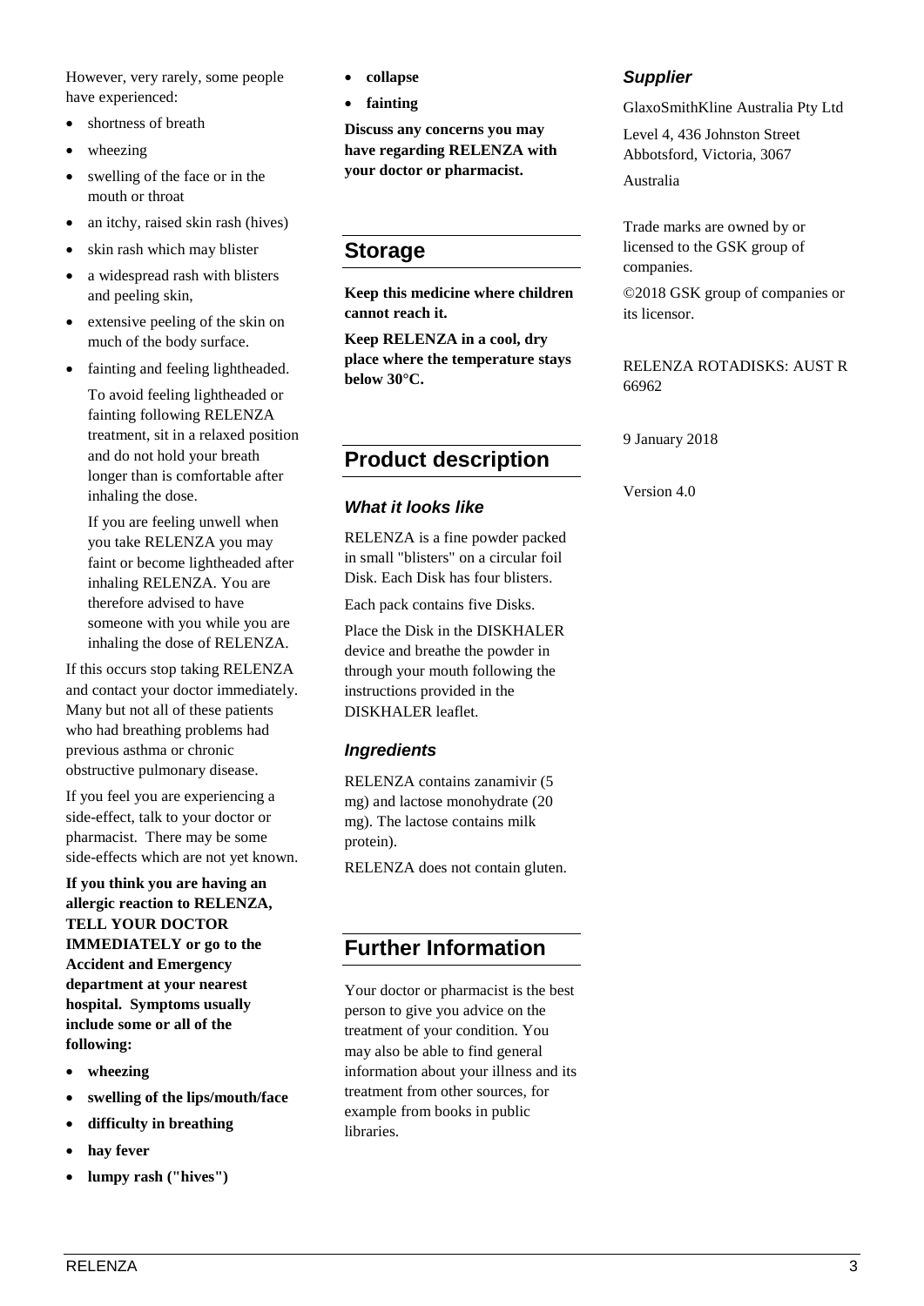However, very rarely, some people have experienced:

- shortness of breath
- wheezing
- swelling of the face or in the mouth or throat
- an itchy, raised skin rash (hives)
- skin rash which may blister
- a widespread rash with blisters and peeling skin,
- extensive peeling of the skin on much of the body surface.
- fainting and feeling lightheaded.

  To avoid feeling lightheaded or fainting following RELENZA treatment, sit in a relaxed position and do not hold your breath longer than is comfortable after inhaling the dose.

  If you are feeling unwell when you take RELENZA you may faint or become lightheaded after inhaling RELENZA. You are therefore advised to have someone with you while you are inhaling the dose of RELENZA.

If this occurs stop taking RELENZA and contact your doctor immediately. Many but not all of these patients who had breathing problems had previous asthma or chronic obstructive pulmonary disease.

If you feel you are experiencing a side-effect, talk to your doctor or pharmacist. There may be some side-effects which are not yet known.

**If you think you are having an allergic reaction to RELENZA, TELL YOUR DOCTOR IMMEDIATELY or go to the Accident and Emergency department at your nearest hospital. Symptoms usually include some or all of the following:**

- **wheezing**
- **swelling of the lips/mouth/face**
- **difficulty in breathing**
- **hay fever**
- **lumpy rash ("hives")**
- **collapse**
- **fainting**

**Discuss any concerns you may have regarding RELENZA with your doctor or pharmacist.**

## Storage

**Keep this medicine where children cannot reach it.**

**Keep RELENZA in a cool, dry place where the temperature stays below 30°C.**

## Product description

### *What it looks like*

RELENZA is a fine powder packed in small "blisters" on a circular foil Disk. Each Disk has four blisters.

Each pack contains five Disks.

Place the Disk in the DISKHALER device and breathe the powder in through your mouth following the instructions provided in the DISKHALER leaflet.

### *Ingredients*

RELENZA contains zanamivir (5 mg) and lactose monohydrate (20 mg). The lactose contains milk protein).

RELENZA does not contain gluten.

## Further Information

Your doctor or pharmacist is the best person to give you advice on the treatment of your condition. You may also be able to find general information about your illness and its treatment from other sources, for example from books in public libraries.

### *Supplier*

GlaxoSmithKline Australia Pty Ltd

Level 4, 436 Johnston Street
Abbotsford, Victoria, 3067

Australia

Trade marks are owned by or licensed to the GSK group of companies.

©2018 GSK group of companies or its licensor.

RELENZA ROTADISKS: AUST R 66962

9 January 2018

Version 4.0